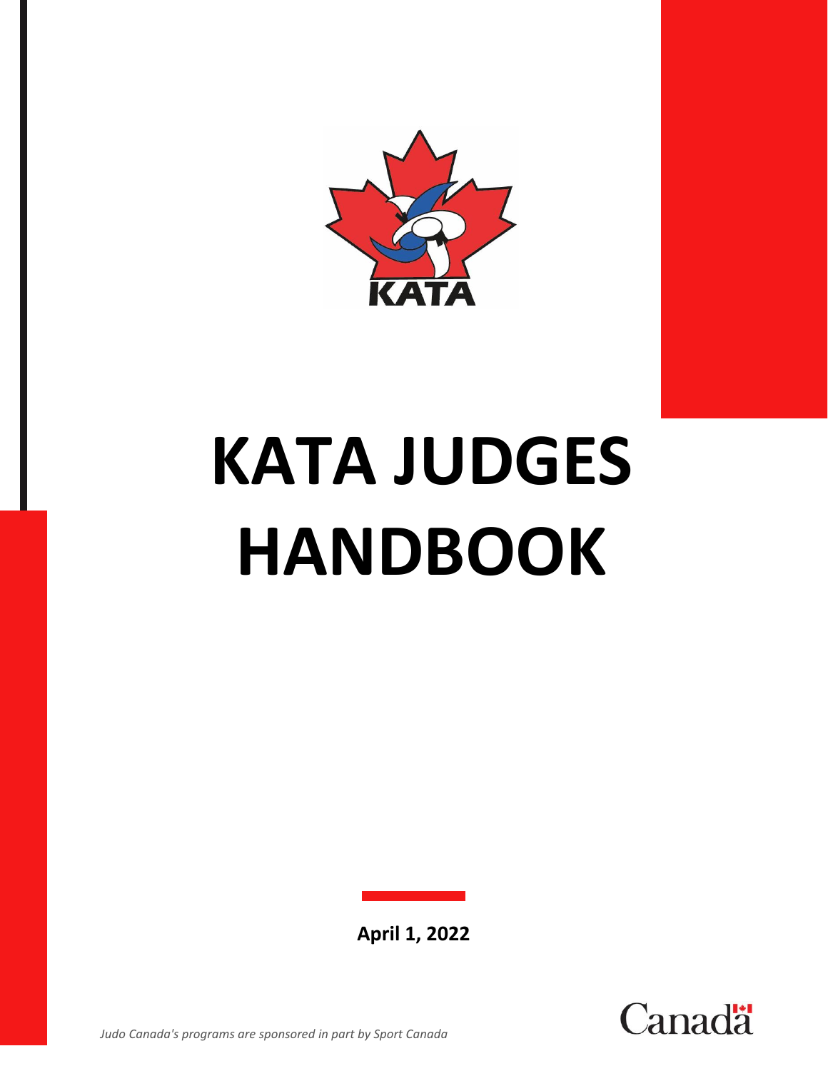KATA

# KATA JUDGES HANDBOOK

**April 1, 2022**

Canada

*Judo Canada's programs are sponsored in part by Sport Canada*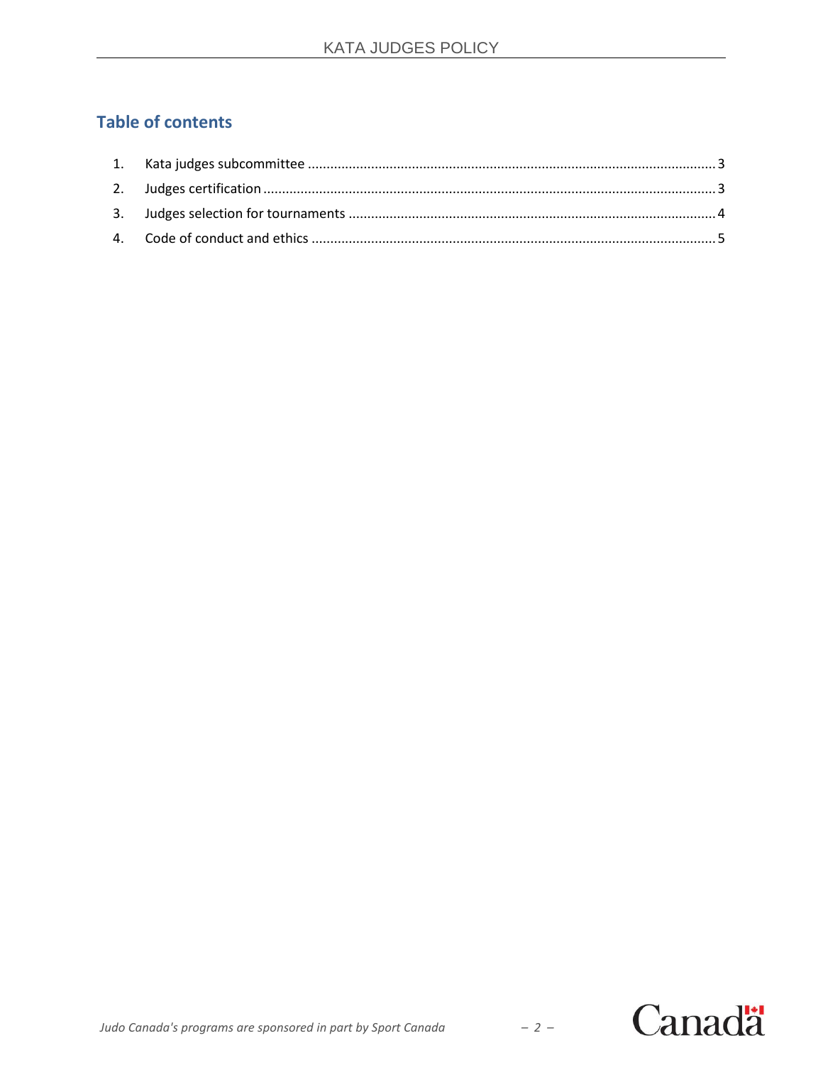## Table of contents

1. Kata judges subcommittee ............................................................................................................ 3
2. Judges certification ........................................................................................................................ 3
3. Judges selection for tournaments ................................................................................................ 4
4. Code of conduct and ethics ........................................................................................................... 5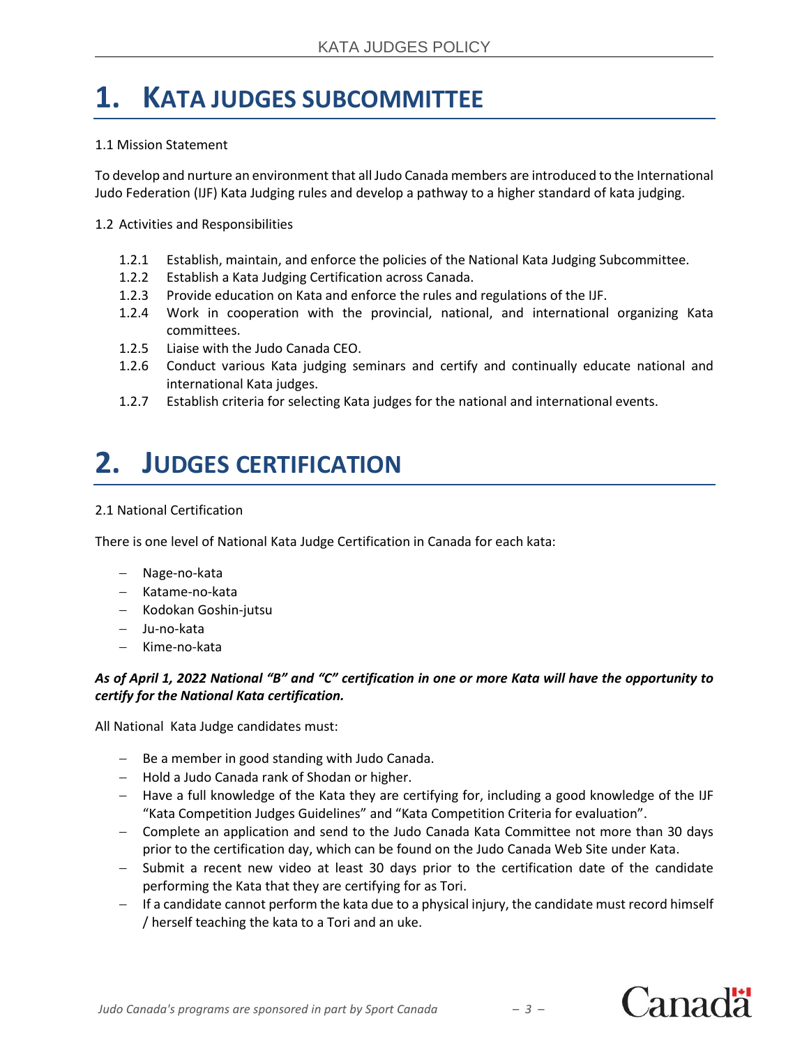# 1. KATA JUDGES SUBCOMMITTEE

1.1 Mission Statement

To develop and nurture an environment that all Judo Canada members are introduced to the International Judo Federation (IJF) Kata Judging rules and develop a pathway to a higher standard of kata judging.

1.2 Activities and Responsibilities

- 1.2.1 Establish, maintain, and enforce the policies of the National Kata Judging Subcommittee.
- 1.2.2 Establish a Kata Judging Certification across Canada.
- 1.2.3 Provide education on Kata and enforce the rules and regulations of the IJF.
- 1.2.4 Work in cooperation with the provincial, national, and international organizing Kata committees.
- 1.2.5 Liaise with the Judo Canada CEO.
- 1.2.6 Conduct various Kata judging seminars and certify and continually educate national and international Kata judges.
- 1.2.7 Establish criteria for selecting Kata judges for the national and international events.

# 2. JUDGES CERTIFICATION

2.1 National Certification

There is one level of National Kata Judge Certification in Canada for each kata:

- Nage-no-kata
- Katame-no-kata
- Kodokan Goshin-jutsu
- Ju-no-kata
- Kime-no-kata

***As of April 1, 2022 National "B" and "C" certification in one or more Kata will have the opportunity to certify for the National Kata certification.***

All National Kata Judge candidates must:

- Be a member in good standing with Judo Canada.
- Hold a Judo Canada rank of Shodan or higher.
- Have a full knowledge of the Kata they are certifying for, including a good knowledge of the IJF "Kata Competition Judges Guidelines" and "Kata Competition Criteria for evaluation".
- Complete an application and send to the Judo Canada Kata Committee not more than 30 days prior to the certification day, which can be found on the Judo Canada Web Site under Kata.
- Submit a recent new video at least 30 days prior to the certification date of the candidate performing the Kata that they are certifying for as Tori.
- If a candidate cannot perform the kata due to a physical injury, the candidate must record himself / herself teaching the kata to a Tori and an uke.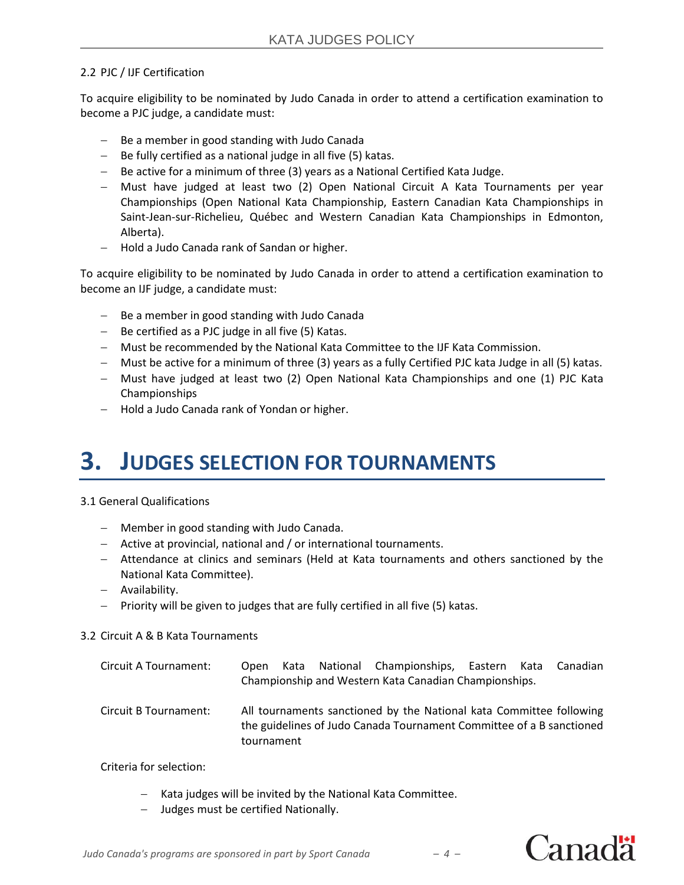2.2 PJC / IJF Certification

To acquire eligibility to be nominated by Judo Canada in order to attend a certification examination to become a PJC judge, a candidate must:

- Be a member in good standing with Judo Canada
- Be fully certified as a national judge in all five (5) katas.
- Be active for a minimum of three (3) years as a National Certified Kata Judge.
- Must have judged at least two (2) Open National Circuit A Kata Tournaments per year Championships (Open National Kata Championship, Eastern Canadian Kata Championships in Saint-Jean-sur-Richelieu, Québec and Western Canadian Kata Championships in Edmonton, Alberta).
- Hold a Judo Canada rank of Sandan or higher.

To acquire eligibility to be nominated by Judo Canada in order to attend a certification examination to become an IJF judge, a candidate must:

- Be a member in good standing with Judo Canada
- Be certified as a PJC judge in all five (5) Katas.
- Must be recommended by the National Kata Committee to the IJF Kata Commission.
- Must be active for a minimum of three (3) years as a fully Certified PJC kata Judge in all (5) katas.
- Must have judged at least two (2) Open National Kata Championships and one (1) PJC Kata Championships
- Hold a Judo Canada rank of Yondan or higher.

# 3. JUDGES SELECTION FOR TOURNAMENTS

3.1 General Qualifications

- Member in good standing with Judo Canada.
- Active at provincial, national and / or international tournaments.
- Attendance at clinics and seminars (Held at Kata tournaments and others sanctioned by the National Kata Committee).
- Availability.
- Priority will be given to judges that are fully certified in all five (5) katas.

3.2 Circuit A & B Kata Tournaments

Circuit A Tournament: Open Kata National Championships, Eastern Kata Canadian Championship and Western Kata Canadian Championships.

Circuit B Tournament: All tournaments sanctioned by the National kata Committee following the guidelines of Judo Canada Tournament Committee of a B sanctioned tournament

Criteria for selection:

- Kata judges will be invited by the National Kata Committee.
- Judges must be certified Nationally.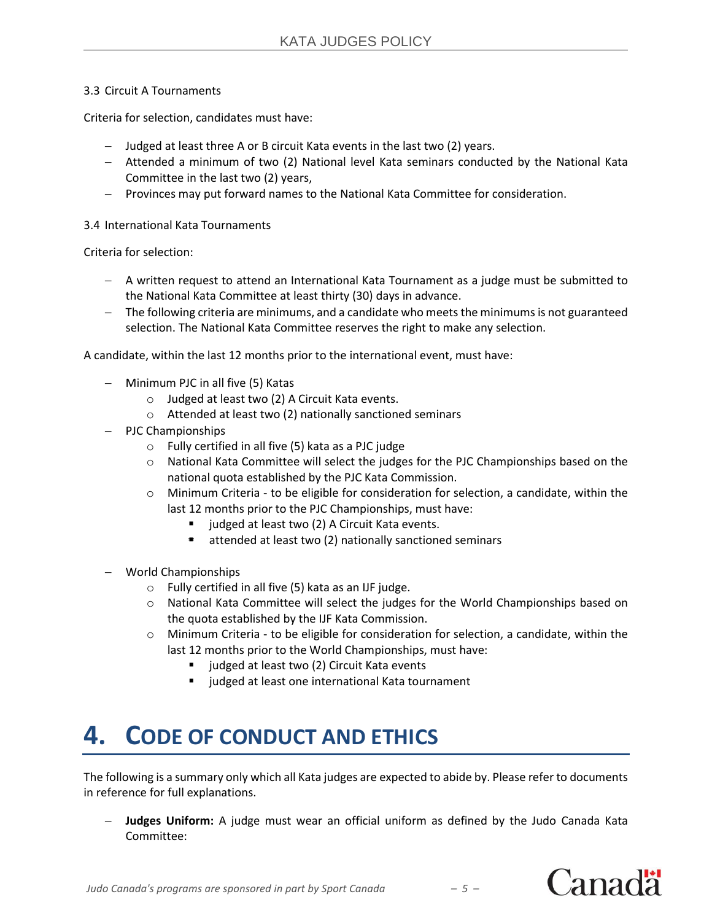3.3 Circuit A Tournaments

Criteria for selection, candidates must have:

- Judged at least three A or B circuit Kata events in the last two (2) years.
- Attended a minimum of two (2) National level Kata seminars conducted by the National Kata Committee in the last two (2) years,
- Provinces may put forward names to the National Kata Committee for consideration.

3.4 International Kata Tournaments

Criteria for selection:

- A written request to attend an International Kata Tournament as a judge must be submitted to the National Kata Committee at least thirty (30) days in advance.
- The following criteria are minimums, and a candidate who meets the minimums is not guaranteed selection. The National Kata Committee reserves the right to make any selection.

A candidate, within the last 12 months prior to the international event, must have:

- Minimum PJC in all five (5) Katas
  - Judged at least two (2) A Circuit Kata events.
  - Attended at least two (2) nationally sanctioned seminars
- PJC Championships
  - Fully certified in all five (5) kata as a PJC judge
  - National Kata Committee will select the judges for the PJC Championships based on the national quota established by the PJC Kata Commission.
  - Minimum Criteria - to be eligible for consideration for selection, a candidate, within the last 12 months prior to the PJC Championships, must have:
    - judged at least two (2) A Circuit Kata events.
    - attended at least two (2) nationally sanctioned seminars
- World Championships
  - Fully certified in all five (5) kata as an IJF judge.
  - National Kata Committee will select the judges for the World Championships based on the quota established by the IJF Kata Commission.
  - Minimum Criteria - to be eligible for consideration for selection, a candidate, within the last 12 months prior to the World Championships, must have:
    - judged at least two (2) Circuit Kata events
    - judged at least one international Kata tournament

# 4. CODE OF CONDUCT AND ETHICS

The following is a summary only which all Kata judges are expected to abide by. Please refer to documents in reference for full explanations.

- **Judges Uniform:** A judge must wear an official uniform as defined by the Judo Canada Kata Committee: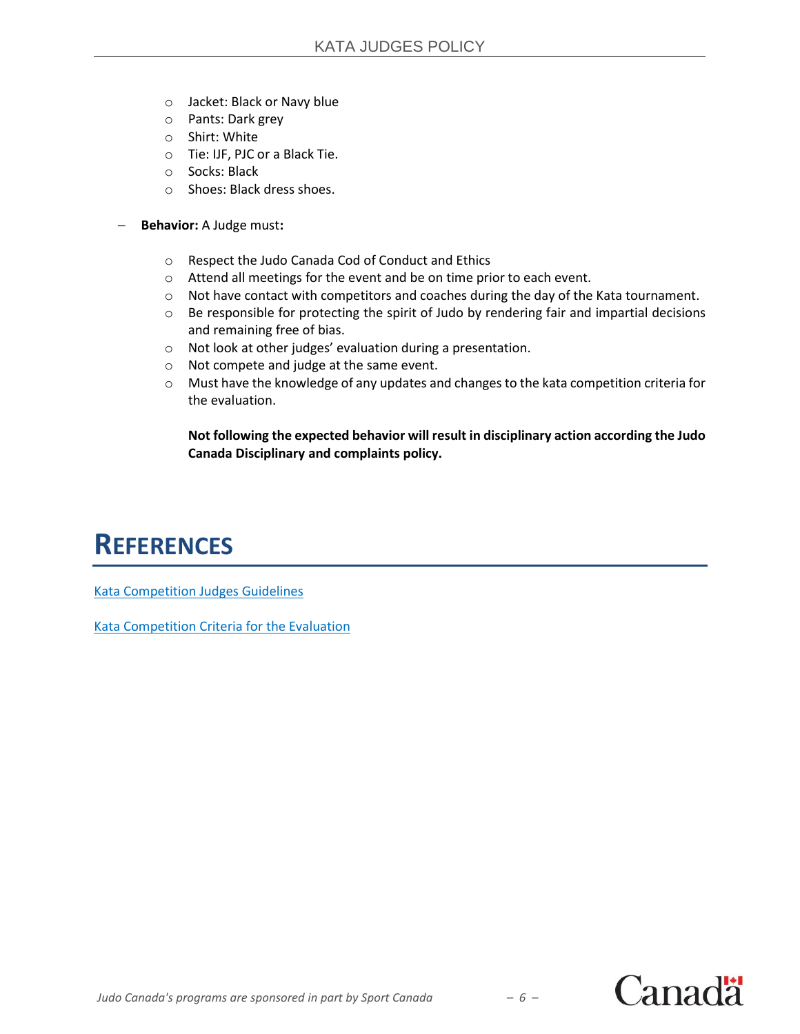- Jacket: Black or Navy blue
- Pants: Dark grey
- Shirt: White
- Tie: IJF, PJC or a Black Tie.
- Socks: Black
- Shoes: Black dress shoes.

- **Behavior:** A Judge must**:**
  - Respect the Judo Canada Cod of Conduct and Ethics
  - Attend all meetings for the event and be on time prior to each event.
  - Not have contact with competitors and coaches during the day of the Kata tournament.
  - Be responsible for protecting the spirit of Judo by rendering fair and impartial decisions and remaining free of bias.
  - Not look at other judges' evaluation during a presentation.
  - Not compete and judge at the same event.
  - Must have the knowledge of any updates and changes to the kata competition criteria for the evaluation.

  **Not following the expected behavior will result in disciplinary action according the Judo Canada Disciplinary and complaints policy.**

# REFERENCES

Kata Competition Judges Guidelines

Kata Competition Criteria for the Evaluation